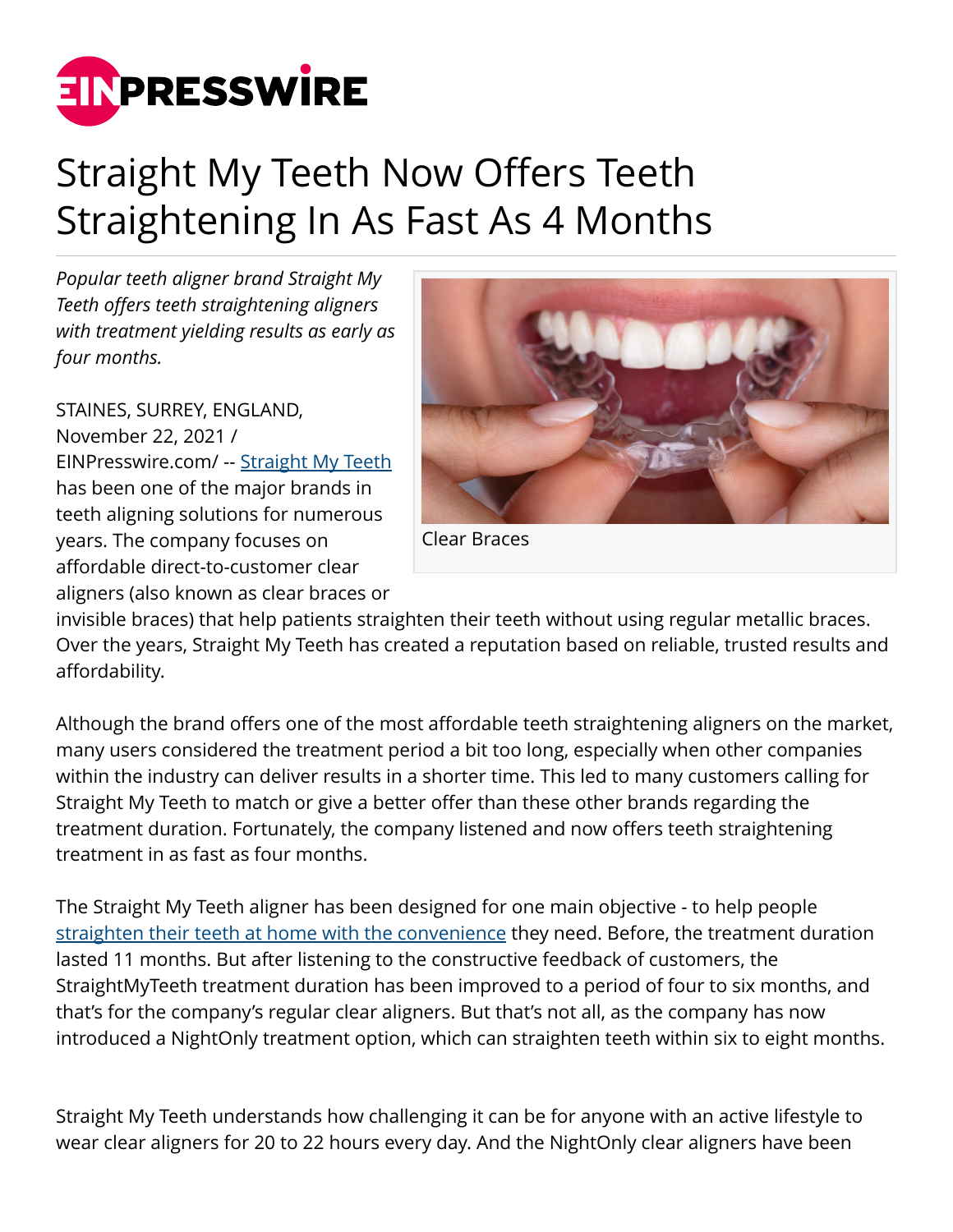# Straight My Teeth Now Offers Teeth Straightening In As Fast As 4 Months

*Popular teeth aligner brand Straight My Teeth offers teeth straightening aligners with treatment yielding results as early as four months.*

Clear Braces

STAINES, SURREY, ENGLAND, November 22, 2021 / EINPresswire.com/ -- Straight My Teeth has been one of the major brands in teeth aligning solutions for numerous years. The company focuses on affordable direct-to-customer clear aligners (also known as clear braces or invisible braces) that help patients straighten their teeth without using regular metallic braces. Over the years, Straight My Teeth has created a reputation based on reliable, trusted results and affordability.

Although the brand offers one of the most affordable teeth straightening aligners on the market, many users considered the treatment period a bit too long, especially when other companies within the industry can deliver results in a shorter time. This led to many customers calling for Straight My Teeth to match or give a better offer than these other brands regarding the treatment duration. Fortunately, the company listened and now offers teeth straightening treatment in as fast as four months.

The Straight My Teeth aligner has been designed for one main objective - to help people straighten their teeth at home with the convenience they need. Before, the treatment duration lasted 11 months. But after listening to the constructive feedback of customers, the StraightMyTeeth treatment duration has been improved to a period of four to six months, and that's for the company's regular clear aligners. But that's not all, as the company has now introduced a NightOnly treatment option, which can straighten teeth within six to eight months.

Straight My Teeth understands how challenging it can be for anyone with an active lifestyle to wear clear aligners for 20 to 22 hours every day. And the NightOnly clear aligners have been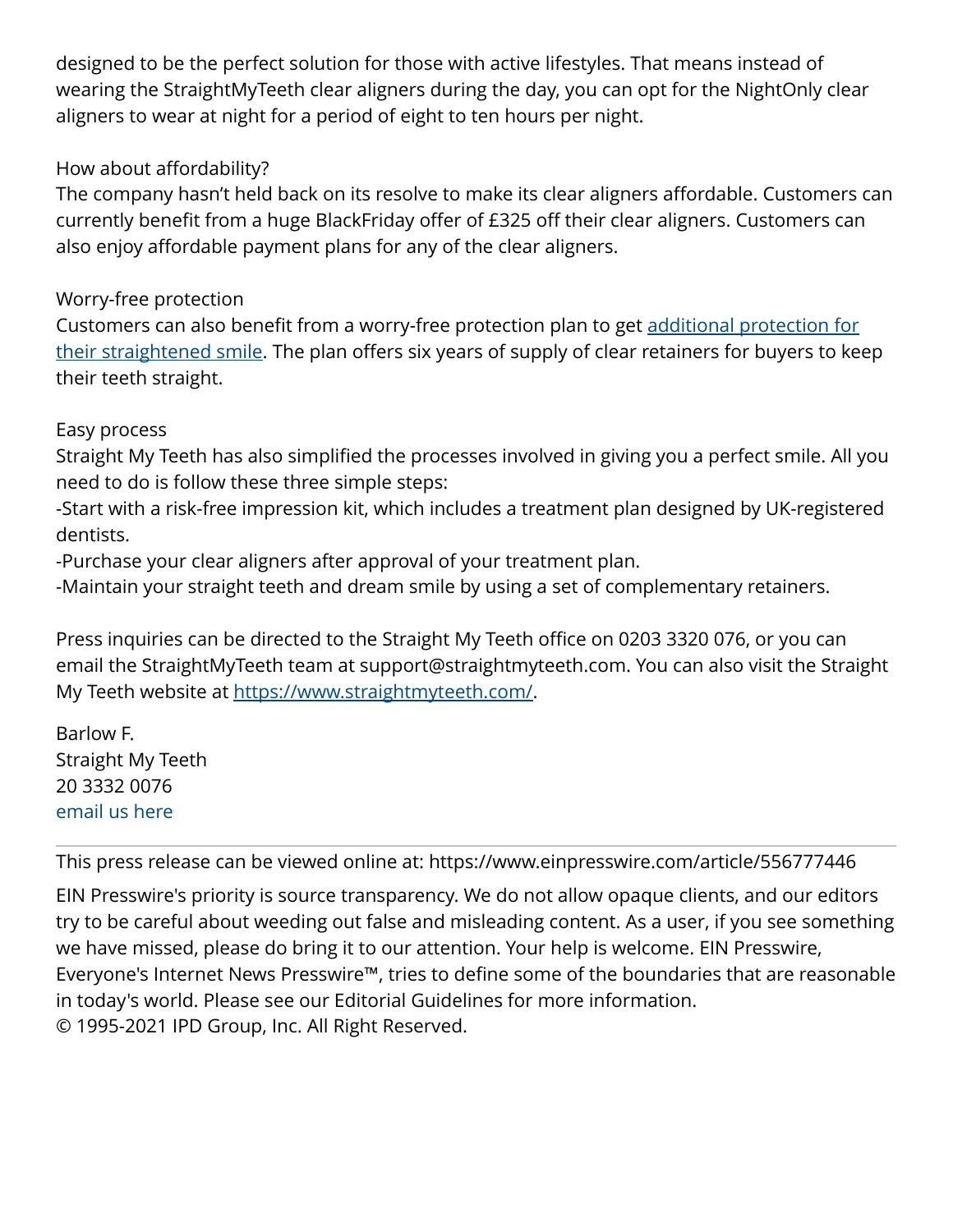designed to be the perfect solution for those with active lifestyles. That means instead of wearing the StraightMyTeeth clear aligners during the day, you can opt for the NightOnly clear aligners to wear at night for a period of eight to ten hours per night.

How about affordability?
The company hasn't held back on its resolve to make its clear aligners affordable. Customers can currently benefit from a huge BlackFriday offer of £325 off their clear aligners. Customers can also enjoy affordable payment plans for any of the clear aligners.

Worry-free protection
Customers can also benefit from a worry-free protection plan to get additional protection for their straightened smile. The plan offers six years of supply of clear retainers for buyers to keep their teeth straight.

Easy process
Straight My Teeth has also simplified the processes involved in giving you a perfect smile. All you need to do is follow these three simple steps:
-Start with a risk-free impression kit, which includes a treatment plan designed by UK-registered dentists.
-Purchase your clear aligners after approval of your treatment plan.
-Maintain your straight teeth and dream smile by using a set of complementary retainers.

Press inquiries can be directed to the Straight My Teeth office on 0203 3320 076, or you can email the StraightMyTeeth team at support@straightmyteeth.com. You can also visit the Straight My Teeth website at https://www.straightmyteeth.com/.

Barlow F.
Straight My Teeth
20 3332 0076
email us here

---

This press release can be viewed online at: https://www.einpresswire.com/article/556777446

EIN Presswire's priority is source transparency. We do not allow opaque clients, and our editors try to be careful about weeding out false and misleading content. As a user, if you see something we have missed, please do bring it to our attention. Your help is welcome. EIN Presswire, Everyone's Internet News Presswire™, tries to define some of the boundaries that are reasonable in today's world. Please see our Editorial Guidelines for more information.
© 1995-2021 IPD Group, Inc. All Right Reserved.